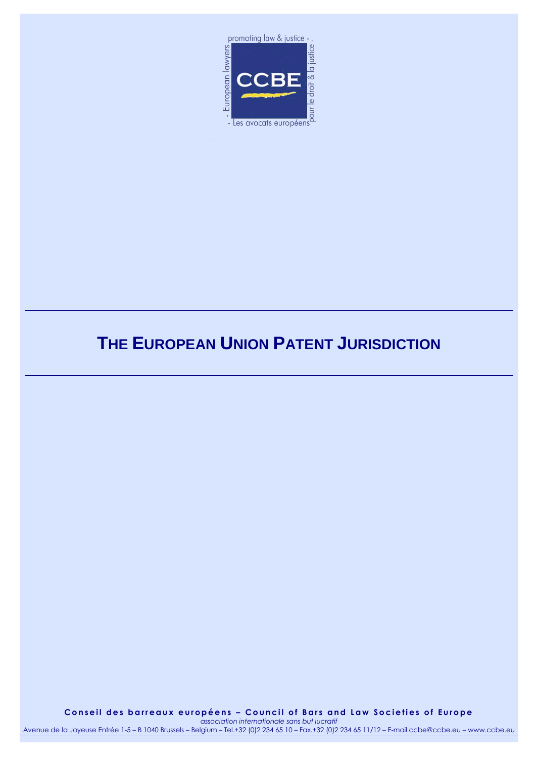promoting law & justice -

- European lawyers

CCBE

pour le droit & la justice

- Les avocats européens

# THE EUROPEAN UNION PATENT JURISDICTION

**Conseil des barreaux européens – Council of Bars and Law Societies of Europe**

*association internationale sans but lucratif*

Avenue de la Joyeuse Entrée 1-5 – B 1040 Brussels – Belgium – Tel.+32 (0)2 234 65 10 – Fax.+32 (0)2 234 65 11/12 – E-mail ccbe@ccbe.eu – www.ccbe.eu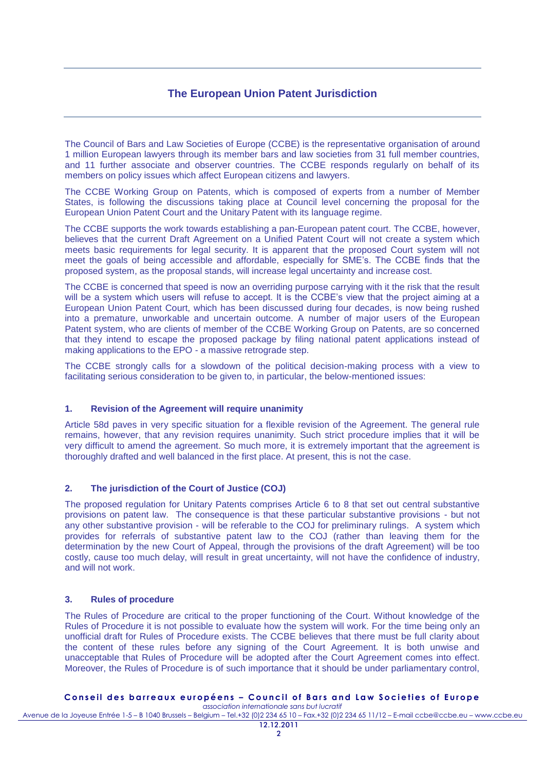# The European Union Patent Jurisdiction

The Council of Bars and Law Societies of Europe (CCBE) is the representative organisation of around 1 million European lawyers through its member bars and law societies from 31 full member countries, and 11 further associate and observer countries. The CCBE responds regularly on behalf of its members on policy issues which affect European citizens and lawyers.

The CCBE Working Group on Patents, which is composed of experts from a number of Member States, is following the discussions taking place at Council level concerning the proposal for the European Union Patent Court and the Unitary Patent with its language regime.

The CCBE supports the work towards establishing a pan-European patent court. The CCBE, however, believes that the current Draft Agreement on a Unified Patent Court will not create a system which meets basic requirements for legal security. It is apparent that the proposed Court system will not meet the goals of being accessible and affordable, especially for SME's. The CCBE finds that the proposed system, as the proposal stands, will increase legal uncertainty and increase cost.

The CCBE is concerned that speed is now an overriding purpose carrying with it the risk that the result will be a system which users will refuse to accept. It is the CCBE's view that the project aiming at a European Union Patent Court, which has been discussed during four decades, is now being rushed into a premature, unworkable and uncertain outcome. A number of major users of the European Patent system, who are clients of member of the CCBE Working Group on Patents, are so concerned that they intend to escape the proposed package by filing national patent applications instead of making applications to the EPO - a massive retrograde step.

The CCBE strongly calls for a slowdown of the political decision-making process with a view to facilitating serious consideration to be given to, in particular, the below-mentioned issues:

### 1. Revision of the Agreement will require unanimity

Article 58d paves in very specific situation for a flexible revision of the Agreement. The general rule remains, however, that any revision requires unanimity. Such strict procedure implies that it will be very difficult to amend the agreement. So much more, it is extremely important that the agreement is thoroughly drafted and well balanced in the first place. At present, this is not the case.

### 2. The jurisdiction of the Court of Justice (COJ)

The proposed regulation for Unitary Patents comprises Article 6 to 8 that set out central substantive provisions on patent law. The consequence is that these particular substantive provisions - but not any other substantive provision - will be referable to the COJ for preliminary rulings. A system which provides for referrals of substantive patent law to the COJ (rather than leaving them for the determination by the new Court of Appeal, through the provisions of the draft Agreement) will be too costly, cause too much delay, will result in great uncertainty, will not have the confidence of industry, and will not work.

### 3. Rules of procedure

The Rules of Procedure are critical to the proper functioning of the Court. Without knowledge of the Rules of Procedure it is not possible to evaluate how the system will work. For the time being only an unofficial draft for Rules of Procedure exists. The CCBE believes that there must be full clarity about the content of these rules before any signing of the Court Agreement. It is both unwise and unacceptable that Rules of Procedure will be adopted after the Court Agreement comes into effect. Moreover, the Rules of Procedure is of such importance that it should be under parliamentary control,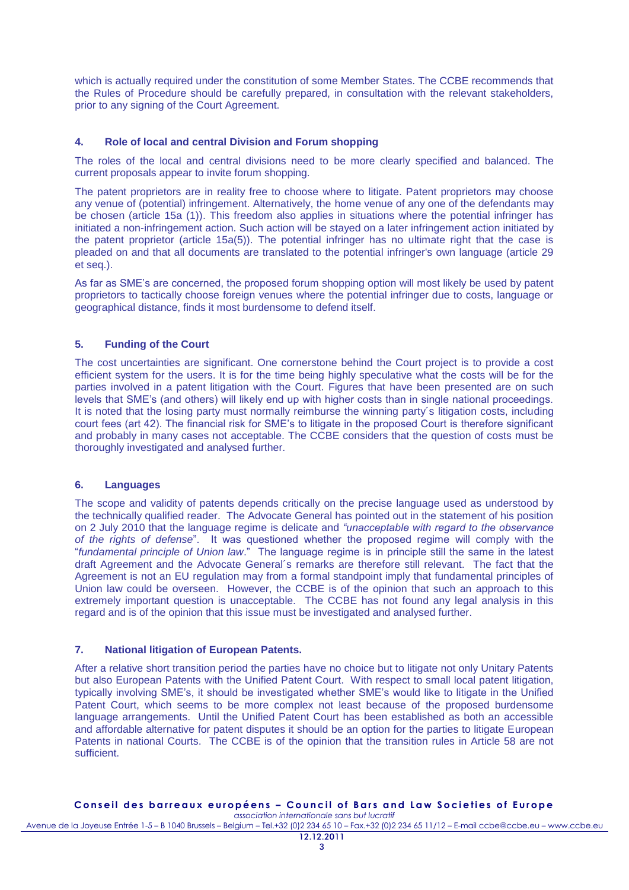which is actually required under the constitution of some Member States. The CCBE recommends that the Rules of Procedure should be carefully prepared, in consultation with the relevant stakeholders, prior to any signing of the Court Agreement.

## 4. Role of local and central Division and Forum shopping

The roles of the local and central divisions need to be more clearly specified and balanced. The current proposals appear to invite forum shopping.

The patent proprietors are in reality free to choose where to litigate. Patent proprietors may choose any venue of (potential) infringement. Alternatively, the home venue of any one of the defendants may be chosen (article 15a (1)). This freedom also applies in situations where the potential infringer has initiated a non-infringement action. Such action will be stayed on a later infringement action initiated by the patent proprietor (article 15a(5)). The potential infringer has no ultimate right that the case is pleaded on and that all documents are translated to the potential infringer's own language (article 29 et seq.).

As far as SME's are concerned, the proposed forum shopping option will most likely be used by patent proprietors to tactically choose foreign venues where the potential infringer due to costs, language or geographical distance, finds it most burdensome to defend itself.

## 5. Funding of the Court

The cost uncertainties are significant. One cornerstone behind the Court project is to provide a cost efficient system for the users. It is for the time being highly speculative what the costs will be for the parties involved in a patent litigation with the Court. Figures that have been presented are on such levels that SME's (and others) will likely end up with higher costs than in single national proceedings. It is noted that the losing party must normally reimburse the winning party´s litigation costs, including court fees (art 42). The financial risk for SME's to litigate in the proposed Court is therefore significant and probably in many cases not acceptable. The CCBE considers that the question of costs must be thoroughly investigated and analysed further.

## 6. Languages

The scope and validity of patents depends critically on the precise language used as understood by the technically qualified reader. The Advocate General has pointed out in the statement of his position on 2 July 2010 that the language regime is delicate and *"unacceptable with regard to the observance of the rights of defense*". It was questioned whether the proposed regime will comply with the "*fundamental principle of Union law*." The language regime is in principle still the same in the latest draft Agreement and the Advocate General´s remarks are therefore still relevant. The fact that the Agreement is not an EU regulation may from a formal standpoint imply that fundamental principles of Union law could be overseen. However, the CCBE is of the opinion that such an approach to this extremely important question is unacceptable. The CCBE has not found any legal analysis in this regard and is of the opinion that this issue must be investigated and analysed further.

## 7. National litigation of European Patents.

After a relative short transition period the parties have no choice but to litigate not only Unitary Patents but also European Patents with the Unified Patent Court. With respect to small local patent litigation, typically involving SME's, it should be investigated whether SME's would like to litigate in the Unified Patent Court, which seems to be more complex not least because of the proposed burdensome language arrangements. Until the Unified Patent Court has been established as both an accessible and affordable alternative for patent disputes it should be an option for the parties to litigate European Patents in national Courts. The CCBE is of the opinion that the transition rules in Article 58 are not sufficient.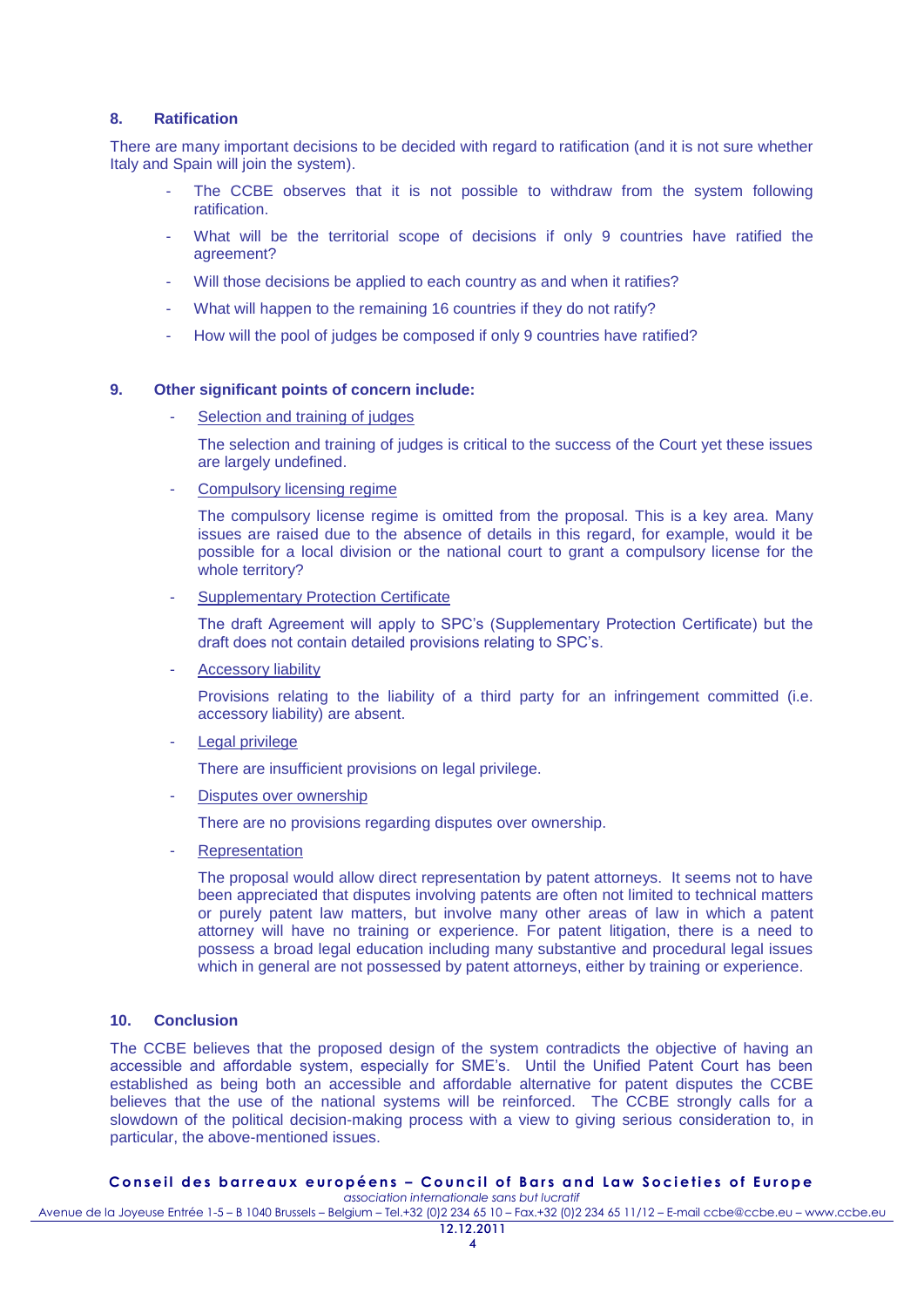## 8. Ratification

There are many important decisions to be decided with regard to ratification (and it is not sure whether Italy and Spain will join the system).

- The CCBE observes that it is not possible to withdraw from the system following ratification.
- What will be the territorial scope of decisions if only 9 countries have ratified the agreement?
- Will those decisions be applied to each country as and when it ratifies?
- What will happen to the remaining 16 countries if they do not ratify?
- How will the pool of judges be composed if only 9 countries have ratified?

## 9. Other significant points of concern include:

- Selection and training of judges

  The selection and training of judges is critical to the success of the Court yet these issues are largely undefined.

- Compulsory licensing regime

  The compulsory license regime is omitted from the proposal. This is a key area. Many issues are raised due to the absence of details in this regard, for example, would it be possible for a local division or the national court to grant a compulsory license for the whole territory?

- Supplementary Protection Certificate

  The draft Agreement will apply to SPC's (Supplementary Protection Certificate) but the draft does not contain detailed provisions relating to SPC's.

- Accessory liability

  Provisions relating to the liability of a third party for an infringement committed (i.e. accessory liability) are absent.

- Legal privilege

  There are insufficient provisions on legal privilege.

- Disputes over ownership

  There are no provisions regarding disputes over ownership.

- Representation

  The proposal would allow direct representation by patent attorneys. It seems not to have been appreciated that disputes involving patents are often not limited to technical matters or purely patent law matters, but involve many other areas of law in which a patent attorney will have no training or experience. For patent litigation, there is a need to possess a broad legal education including many substantive and procedural legal issues which in general are not possessed by patent attorneys, either by training or experience.

## 10. Conclusion

The CCBE believes that the proposed design of the system contradicts the objective of having an accessible and affordable system, especially for SME's. Until the Unified Patent Court has been established as being both an accessible and affordable alternative for patent disputes the CCBE believes that the use of the national systems will be reinforced. The CCBE strongly calls for a slowdown of the political decision-making process with a view to giving serious consideration to, in particular, the above-mentioned issues.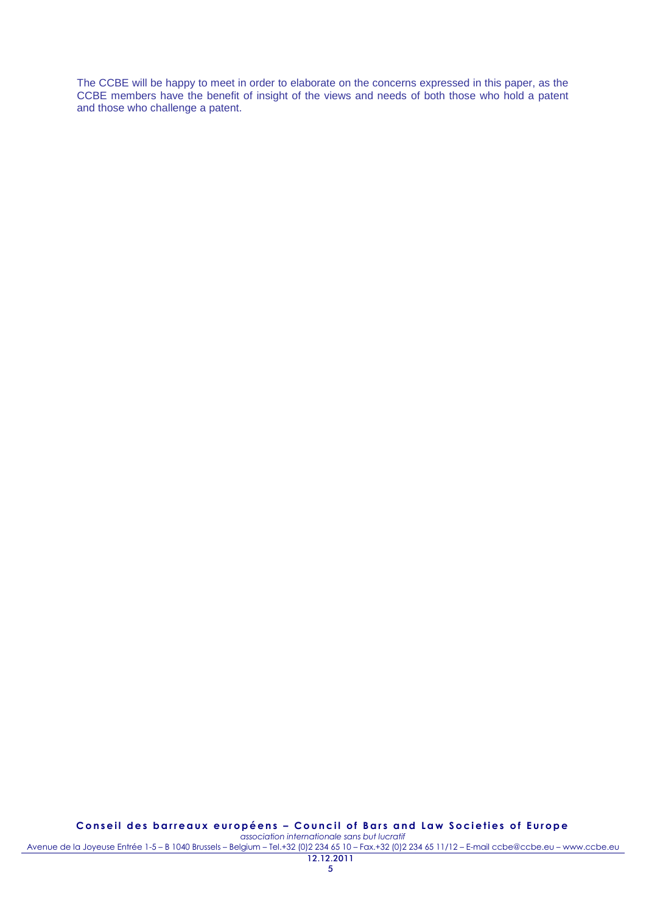The CCBE will be happy to meet in order to elaborate on the concerns expressed in this paper, as the CCBE members have the benefit of insight of the views and needs of both those who hold a patent and those who challenge a patent.